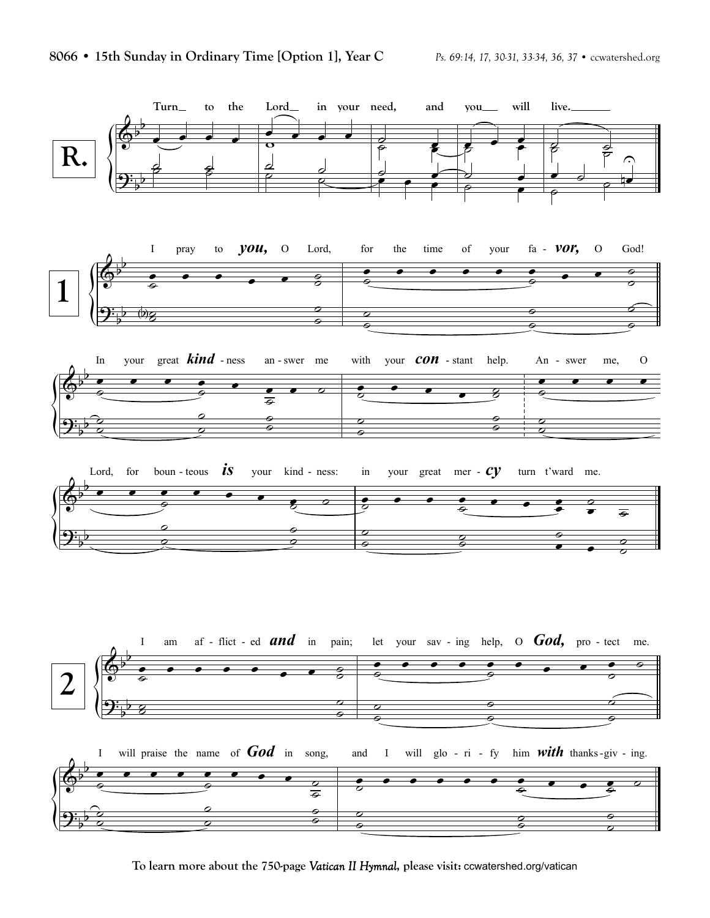**8066 • 15th Sunday in Ordinary Time [Option 1], Year C**

*Ps. 69:14, 17, 30-31, 33-34, 36, 37* • ccwatershed.org

**R.** Turn to the Lord in your need, and you will live.

**1** I pray to ***you,*** O Lord, for the time of your fa - ***vor,*** O God!
In your great ***kind*** - ness an - swer me with your ***con*** - stant help. An - swer me, O Lord, for boun - teous ***is*** your kind - ness: in your great mer - ***cy*** turn t'ward me.

**2** I am af - flict - ed ***and*** in pain; let your sav - ing help, O ***God,*** pro - tect me.
I will praise the name of ***God*** in song, and I will glo - ri - fy him ***with*** thanks - giv - ing.

To learn more about the 750-page *Vatican II Hymnal,* please visit: ccwatershed.org/vatican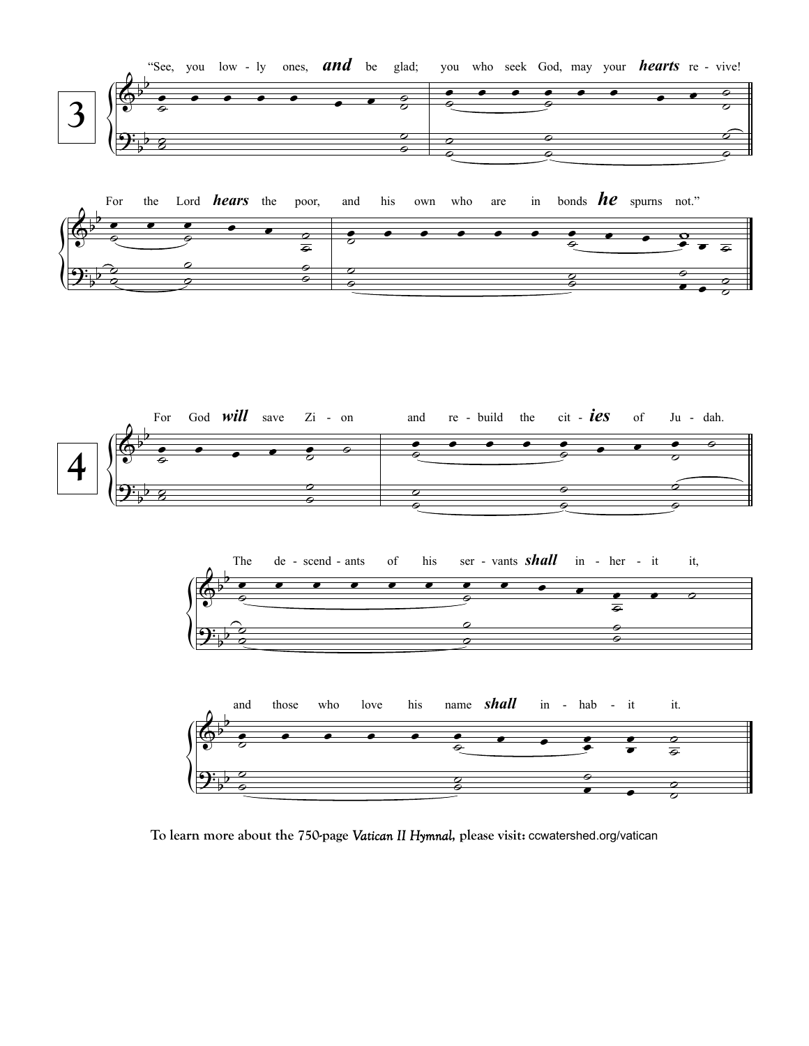3

"See, you low - ly ones, ***and*** be glad; you who seek God, may your ***hearts*** re - vive!

For the Lord ***hears*** the poor, and his own who are in bonds ***he*** spurns not."

4

For God ***will*** save Zi - on and re - build the cit - ***ies*** of Ju - dah.

The de - scend - ants of his ser - vants ***shall*** in - her - it it,

and those who love his name ***shall*** in - hab - it it.

To learn more about the 750-page *Vatican II Hymnal,* please visit: ccwatershed.org/vatican